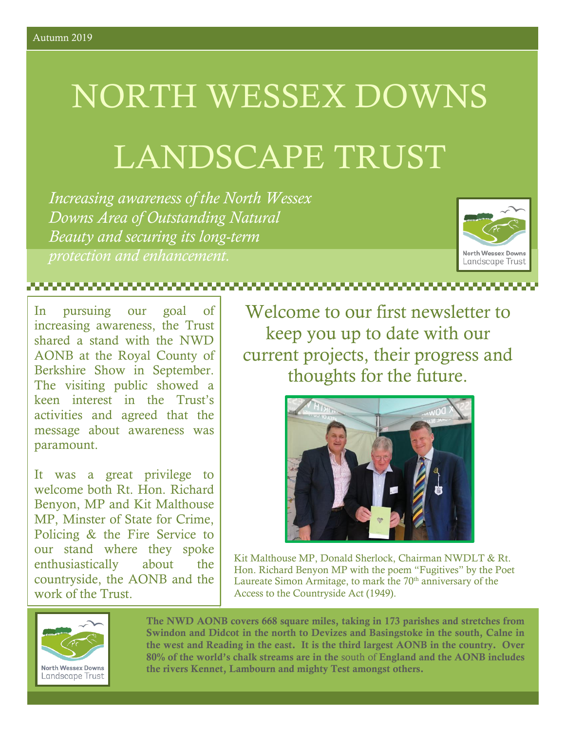Autumn 2019

# NORTH WESSEX DOWNS LANDSCAPE TRUST

*Increasing awareness of the North Wessex Downs Area of Outstanding Natural Beauty and securing its long-term protection and enhancement.*

North Wessex Downs Landscape Trust

In pursuing our goal of increasing awareness, the Trust shared a stand with the NWD AONB at the Royal County of Berkshire Show in September. The visiting public showed a keen interest in the Trust's activities and agreed that the message about awareness was paramount.

It was a great privilege to welcome both Rt. Hon. Richard Benyon, MP and Kit Malthouse MP, Minster of State for Crime, Policing & the Fire Service to our stand where they spoke enthusiastically about the countryside, the AONB and the work of the Trust.

## Welcome to our first newsletter to keep you up to date with our current projects, their progress and thoughts for the future.

Kit Malthouse MP, Donald Sherlock, Chairman NWDLT & Rt. Hon. Richard Benyon MP with the poem "Fugitives" by the Poet Laureate Simon Armitage, to mark the 70th anniversary of the Access to the Countryside Act (1949).

North Wessex Downs Landscape Trust

**The NWD AONB covers 668 square miles, taking in 173 parishes and stretches from Swindon and Didcot in the north to Devizes and Basingstoke in the south, Calne in the west and Reading in the east. It is the third largest AONB in the country. Over 80% of the world's chalk streams are in the** south of **England and the AONB includes the rivers Kennet, Lambourn and mighty Test amongst others.**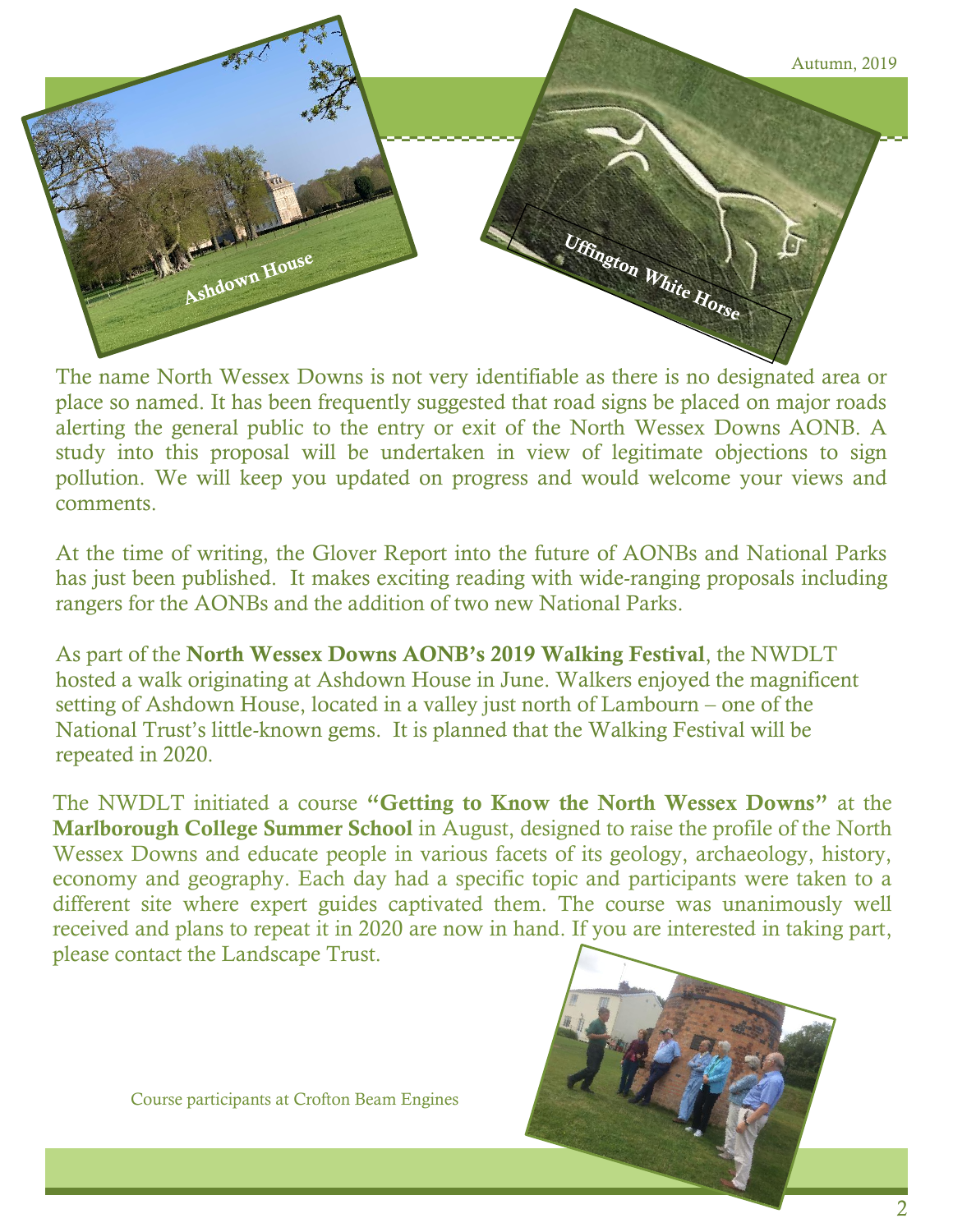Ashdown House

Uffington White Horse

The name North Wessex Downs is not very identifiable as there is no designated area or place so named. It has been frequently suggested that road signs be placed on major roads alerting the general public to the entry or exit of the North Wessex Downs AONB. A study into this proposal will be undertaken in view of legitimate objections to sign pollution. We will keep you updated on progress and would welcome your views and comments.

At the time of writing, the Glover Report into the future of AONBs and National Parks has just been published. It makes exciting reading with wide-ranging proposals including rangers for the AONBs and the addition of two new National Parks.

As part of the **North Wessex Downs AONB's 2019 Walking Festival**, the NWDLT hosted a walk originating at Ashdown House in June. Walkers enjoyed the magnificent setting of Ashdown House, located in a valley just north of Lambourn – one of the National Trust's little-known gems. It is planned that the Walking Festival will be repeated in 2020.

The NWDLT initiated a course **"Getting to Know the North Wessex Downs"** at the **Marlborough College Summer School** in August, designed to raise the profile of the North Wessex Downs and educate people in various facets of its geology, archaeology, history, economy and geography. Each day had a specific topic and participants were taken to a different site where expert guides captivated them. The course was unanimously well received and plans to repeat it in 2020 are now in hand. If you are interested in taking part, please contact the Landscape Trust.

Course participants at Crofton Beam Engines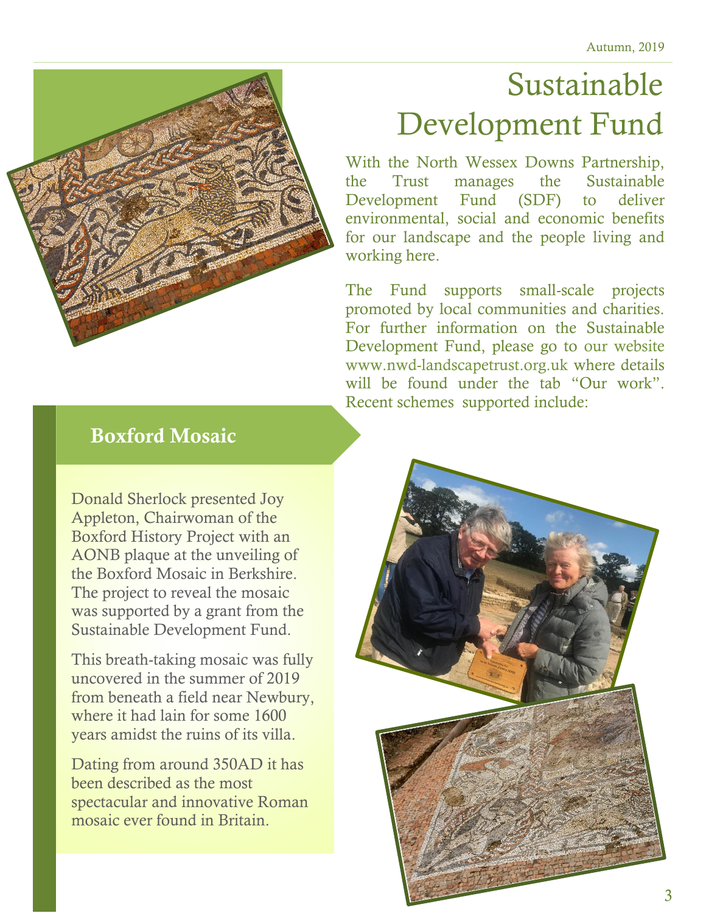# Sustainable Development Fund

With the North Wessex Downs Partnership, the Trust manages the Sustainable Development Fund (SDF) to deliver environmental, social and economic benefits for our landscape and the people living and working here.

The Fund supports small-scale projects promoted by local communities and charities. For further information on the Sustainable Development Fund, please go to our website www.nwd-landscapetrust.org.uk where details will be found under the tab "Our work". Recent schemes supported include:

## Boxford Mosaic

Donald Sherlock presented Joy Appleton, Chairwoman of the Boxford History Project with an AONB plaque at the unveiling of the Boxford Mosaic in Berkshire. The project to reveal the mosaic was supported by a grant from the Sustainable Development Fund.

This breath-taking mosaic was fully uncovered in the summer of 2019 from beneath a field near Newbury, where it had lain for some 1600 years amidst the ruins of its villa.

Dating from around 350AD it has been described as the most spectacular and innovative Roman mosaic ever found in Britain.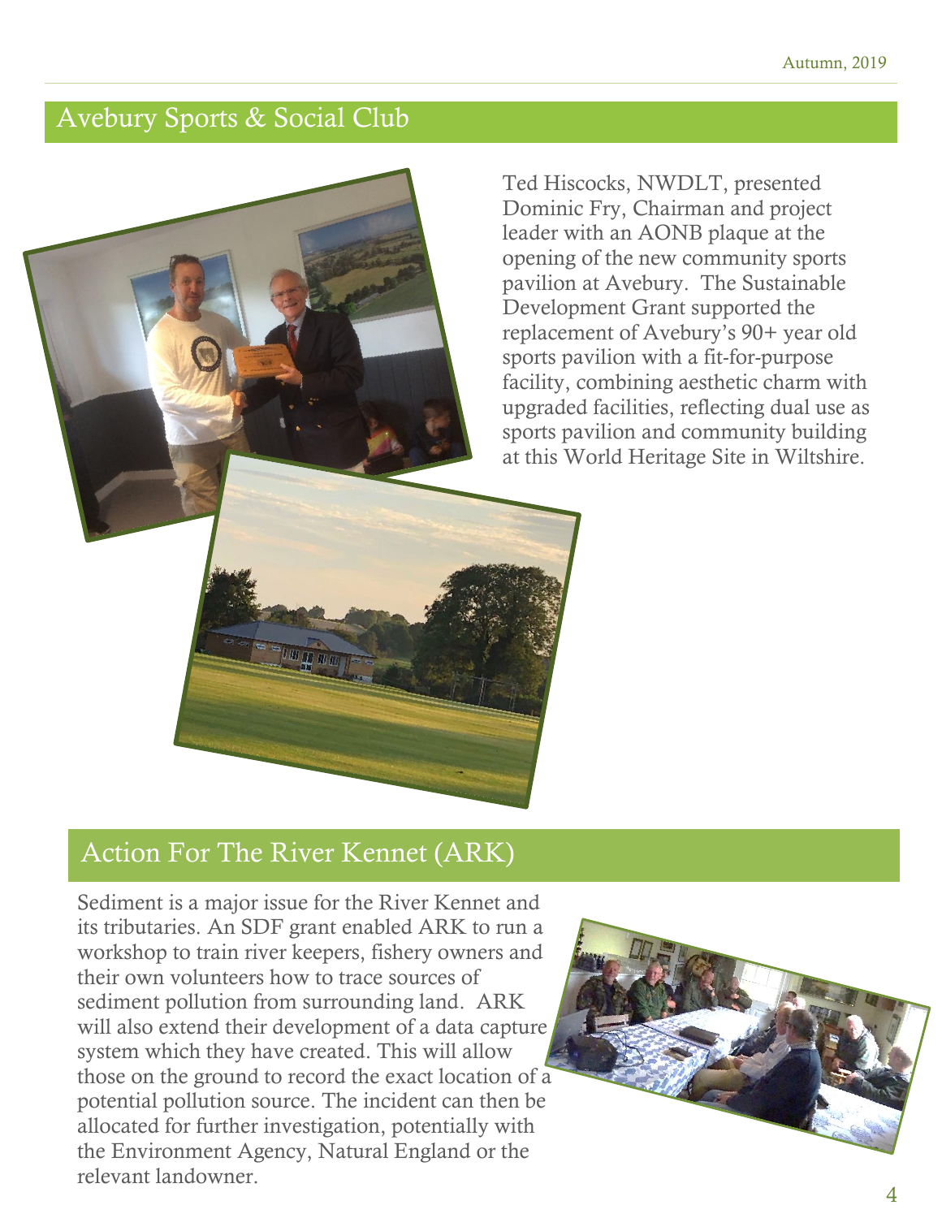## Avebury Sports & Social Club

Ted Hiscocks, NWDLT, presented Dominic Fry, Chairman and project leader with an AONB plaque at the opening of the new community sports pavilion at Avebury. The Sustainable Development Grant supported the replacement of Avebury's 90+ year old sports pavilion with a fit-for-purpose facility, combining aesthetic charm with upgraded facilities, reflecting dual use as sports pavilion and community building at this World Heritage Site in Wiltshire.

## Action For The River Kennet (ARK)

Sediment is a major issue for the River Kennet and its tributaries. An SDF grant enabled ARK to run a workshop to train river keepers, fishery owners and their own volunteers how to trace sources of sediment pollution from surrounding land. ARK will also extend their development of a data capture system which they have created. This will allow those on the ground to record the exact location of a potential pollution source. The incident can then be allocated for further investigation, potentially with the Environment Agency, Natural England or the relevant landowner.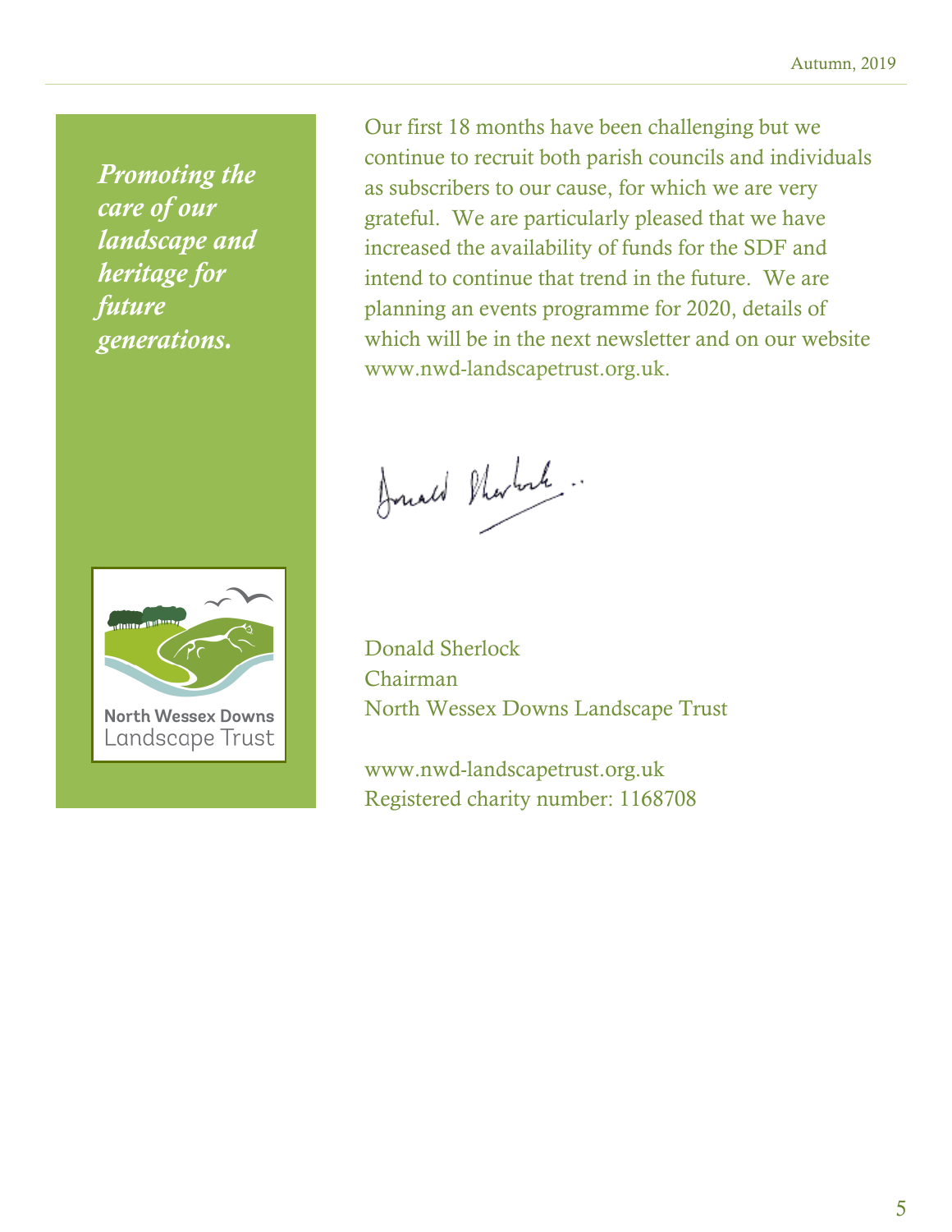*Promoting the care of our landscape and heritage for future generations.*

Our first 18 months have been challenging but we continue to recruit both parish councils and individuals as subscribers to our cause, for which we are very grateful. We are particularly pleased that we have increased the availability of funds for the SDF and intend to continue that trend in the future. We are planning an events programme for 2020, details of which will be in the next newsletter and on our website www.nwd-landscapetrust.org.uk.

North Wessex Downs Landscape Trust

Donald Sherlock
Chairman
North Wessex Downs Landscape Trust

www.nwd-landscapetrust.org.uk
Registered charity number: 1168708